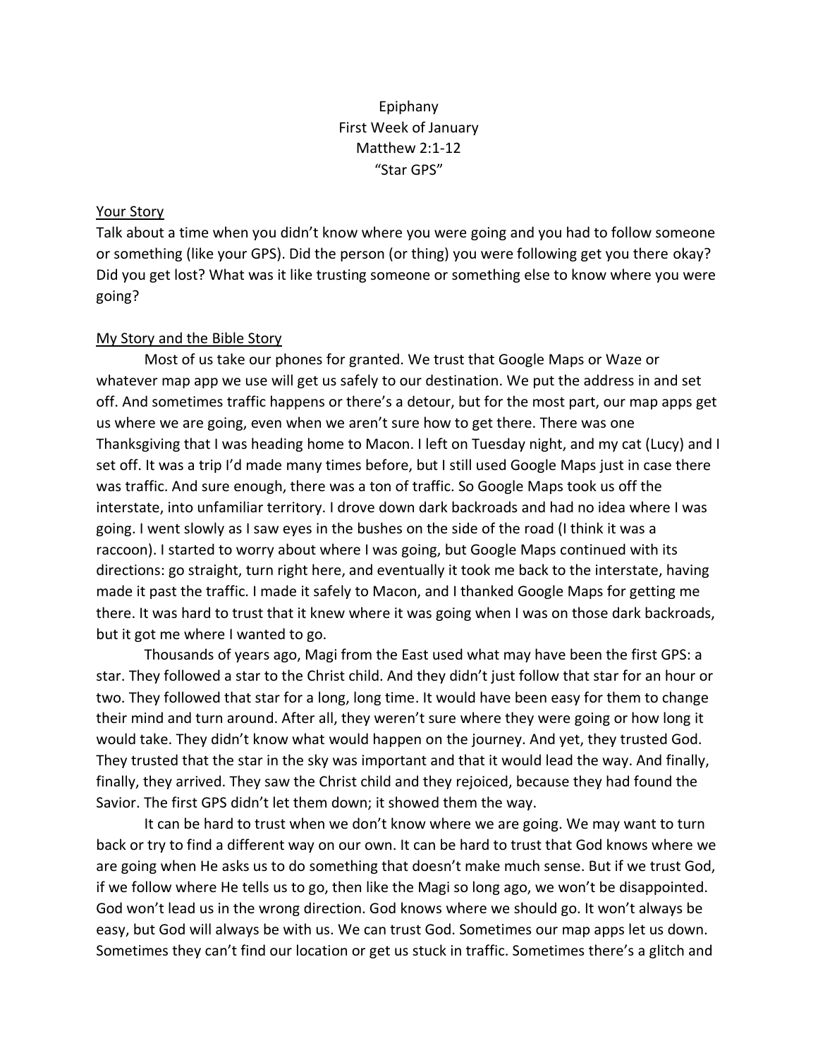Epiphany
First Week of January
Matthew 2:1-12
"Star GPS"

## Your Story

Talk about a time when you didn't know where you were going and you had to follow someone or something (like your GPS). Did the person (or thing) you were following get you there okay? Did you get lost? What was it like trusting someone or something else to know where you were going?

## My Story and the Bible Story

Most of us take our phones for granted. We trust that Google Maps or Waze or whatever map app we use will get us safely to our destination. We put the address in and set off. And sometimes traffic happens or there's a detour, but for the most part, our map apps get us where we are going, even when we aren't sure how to get there. There was one Thanksgiving that I was heading home to Macon. I left on Tuesday night, and my cat (Lucy) and I set off. It was a trip I'd made many times before, but I still used Google Maps just in case there was traffic. And sure enough, there was a ton of traffic. So Google Maps took us off the interstate, into unfamiliar territory. I drove down dark backroads and had no idea where I was going. I went slowly as I saw eyes in the bushes on the side of the road (I think it was a raccoon). I started to worry about where I was going, but Google Maps continued with its directions: go straight, turn right here, and eventually it took me back to the interstate, having made it past the traffic. I made it safely to Macon, and I thanked Google Maps for getting me there. It was hard to trust that it knew where it was going when I was on those dark backroads, but it got me where I wanted to go.

Thousands of years ago, Magi from the East used what may have been the first GPS: a star. They followed a star to the Christ child. And they didn't just follow that star for an hour or two. They followed that star for a long, long time. It would have been easy for them to change their mind and turn around. After all, they weren't sure where they were going or how long it would take. They didn't know what would happen on the journey. And yet, they trusted God. They trusted that the star in the sky was important and that it would lead the way. And finally, finally, they arrived. They saw the Christ child and they rejoiced, because they had found the Savior. The first GPS didn't let them down; it showed them the way.

It can be hard to trust when we don't know where we are going. We may want to turn back or try to find a different way on our own. It can be hard to trust that God knows where we are going when He asks us to do something that doesn't make much sense. But if we trust God, if we follow where He tells us to go, then like the Magi so long ago, we won't be disappointed. God won't lead us in the wrong direction. God knows where we should go. It won't always be easy, but God will always be with us. We can trust God. Sometimes our map apps let us down. Sometimes they can't find our location or get us stuck in traffic. Sometimes there's a glitch and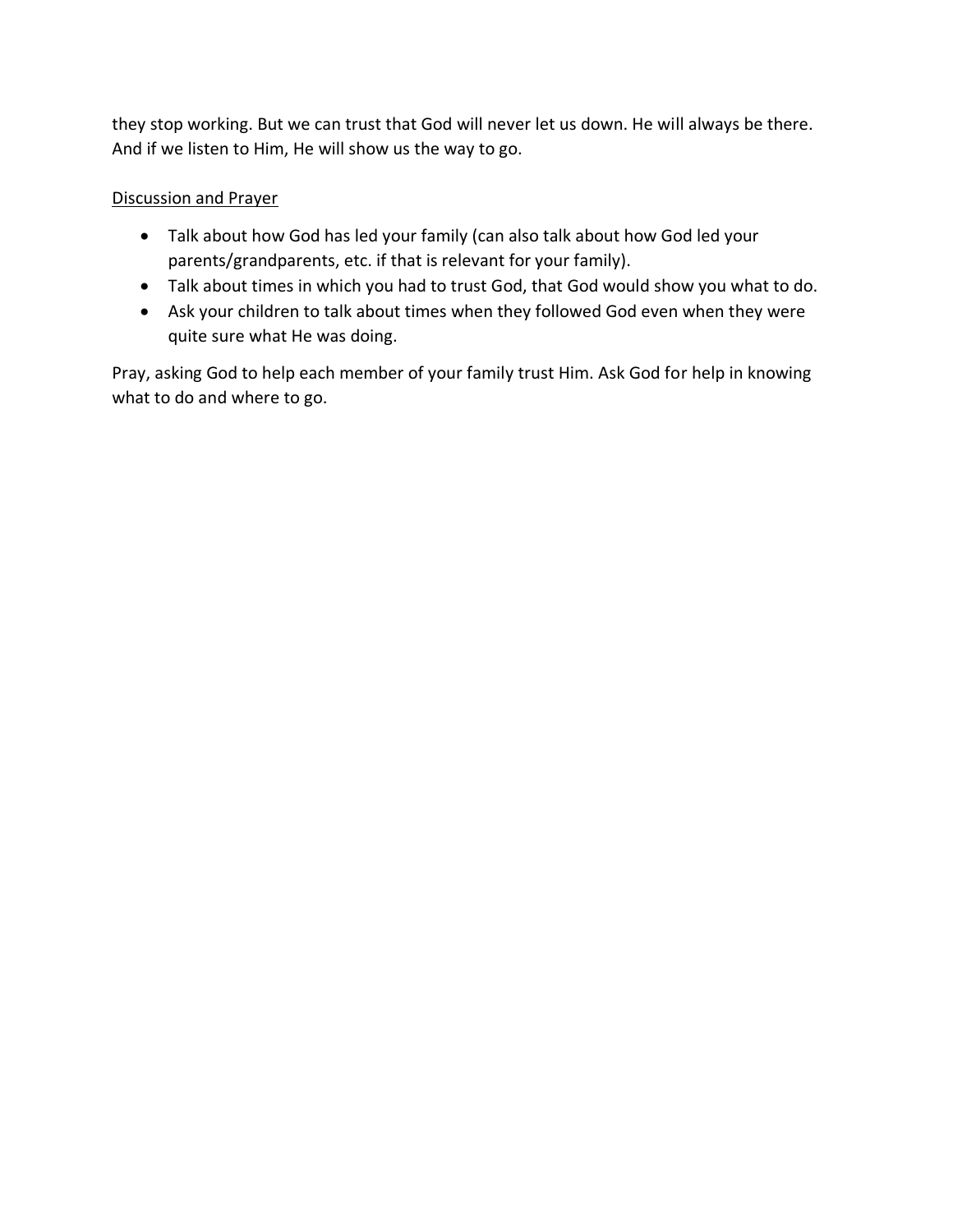they stop working. But we can trust that God will never let us down. He will always be there. And if we listen to Him, He will show us the way to go.

<u>Discussion and Prayer</u>

- Talk about how God has led your family (can also talk about how God led your parents/grandparents, etc. if that is relevant for your family).
- Talk about times in which you had to trust God, that God would show you what to do.
- Ask your children to talk about times when they followed God even when they were quite sure what He was doing.

Pray, asking God to help each member of your family trust Him. Ask God for help in knowing what to do and where to go.